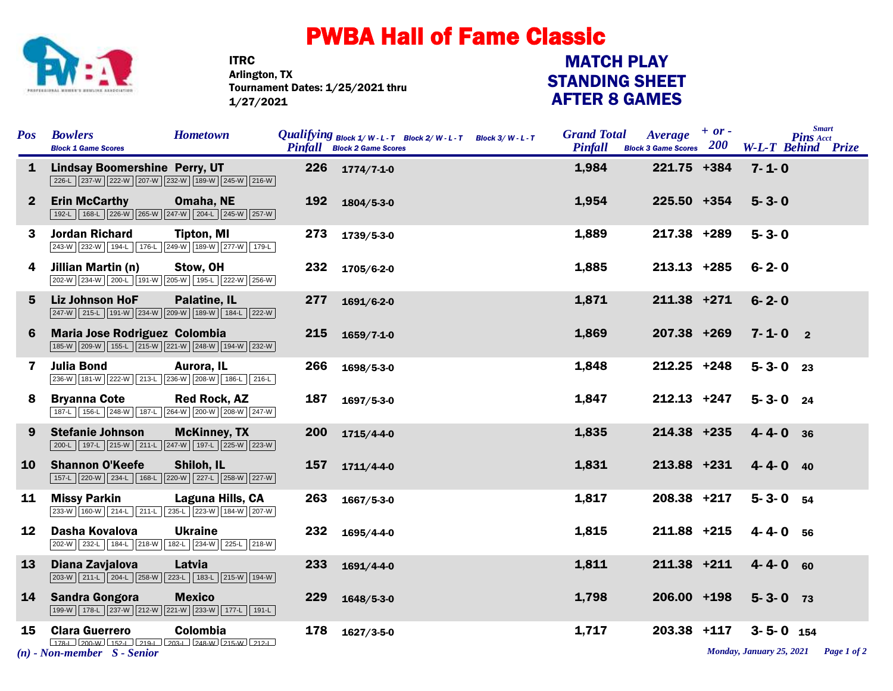# PWBA Hall of Fame Classic

ITRC
Arlington, TX
Tournament Dates: 1/25/2021 thru 1/27/2021

## MATCH PLAY STANDING SHEET AFTER 8 GAMES

| Pos | Bowlers / Block 1 Game Scores | Hometown | Qualifying Pinfall | Block 1/ W-L-T | Block 2/ W-L-T | Block 3/ W-L-T | Grand Total Pinfall | Average | + or - 200 | W-L-T | Smart Pins Acct Behind | Prize |
|---|---|---|---|---|---|---|---|---|---|---|---|---|
| 1 | Lindsay Boomershine<br>226-L 237-W 222-W 207-W 232-W 189-W 245-W 216-W | Perry, UT | 226 | 1774/7-1-0 | | | 1,984 | 221.75 | +384 | 7-1-0 | | |
| 2 | Erin McCarthy<br>192-L 168-L 226-W 265-W 247-W 204-L 245-W 257-W | Omaha, NE | 192 | 1804/5-3-0 | | | 1,954 | 225.50 | +354 | 5-3-0 | | |
| 3 | Jordan Richard<br>243-W 232-W 194-L 176-L 249-W 189-W 277-W 179-L | Tipton, MI | 273 | 1739/5-3-0 | | | 1,889 | 217.38 | +289 | 5-3-0 | | |
| 4 | Jillian Martin (n)<br>202-W 234-W 200-L 191-W 205-W 195-L 222-W 256-W | Stow, OH | 232 | 1705/6-2-0 | | | 1,885 | 213.13 | +285 | 6-2-0 | | |
| 5 | Liz Johnson HoF<br>247-W 215-L 191-W 234-W 209-W 189-W 184-L 222-W | Palatine, IL | 277 | 1691/6-2-0 | | | 1,871 | 211.38 | +271 | 6-2-0 | | |
| 6 | Maria Jose Rodriguez<br>185-W 209-W 155-L 215-W 221-W 248-W 194-W 232-W | Colombia | 215 | 1659/7-1-0 | | | 1,869 | 207.38 | +269 | 7-1-0 | 2 | |
| 7 | Julia Bond<br>236-W 181-W 222-W 213-L 236-W 208-W 186-L 216-L | Aurora, IL | 266 | 1698/5-3-0 | | | 1,848 | 212.25 | +248 | 5-3-0 | 23 | |
| 8 | Bryanna Cote<br>187-L 156-L 248-W 187-L 264-W 200-W 208-W 247-W | Red Rock, AZ | 187 | 1697/5-3-0 | | | 1,847 | 212.13 | +247 | 5-3-0 | 24 | |
| 9 | Stefanie Johnson<br>200-L 197-L 215-W 211-L 247-W 197-L 225-W 223-W | McKinney, TX | 200 | 1715/4-4-0 | | | 1,835 | 214.38 | +235 | 4-4-0 | 36 | |
| 10 | Shannon O'Keefe<br>157-L 220-W 234-L 168-L 220-W 227-L 258-W 227-W | Shiloh, IL | 157 | 1711/4-4-0 | | | 1,831 | 213.88 | +231 | 4-4-0 | 40 | |
| 11 | Missy Parkin<br>233-W 160-W 214-L 211-L 235-L 223-W 184-W 207-W | Laguna Hills, CA | 263 | 1667/5-3-0 | | | 1,817 | 208.38 | +217 | 5-3-0 | 54 | |
| 12 | Dasha Kovalova<br>202-W 232-L 184-L 218-W 182-L 234-W 225-L 218-W | Ukraine | 232 | 1695/4-4-0 | | | 1,815 | 211.88 | +215 | 4-4-0 | 56 | |
| 13 | Diana Zavjalova<br>203-W 211-L 204-L 258-W 223-L 183-L 215-W 194-W | Latvia | 233 | 1691/4-4-0 | | | 1,811 | 211.38 | +211 | 4-4-0 | 60 | |
| 14 | Sandra Gongora<br>199-W 178-L 237-W 212-W 221-W 233-W 177-L 191-L | Mexico | 229 | 1648/5-3-0 | | | 1,798 | 206.00 | +198 | 5-3-0 | 73 | |
| 15 | Clara Guerrero<br>178-L 200-W 152-L 219-L 203-L 248-W 215-W 212-L | Colombia | 178 | 1627/3-5-0 | | | 1,717 | 203.38 | +117 | 3-5-0 | 154 | |

*(n) - Non-member S - Senior*

*Monday, January 25, 2021*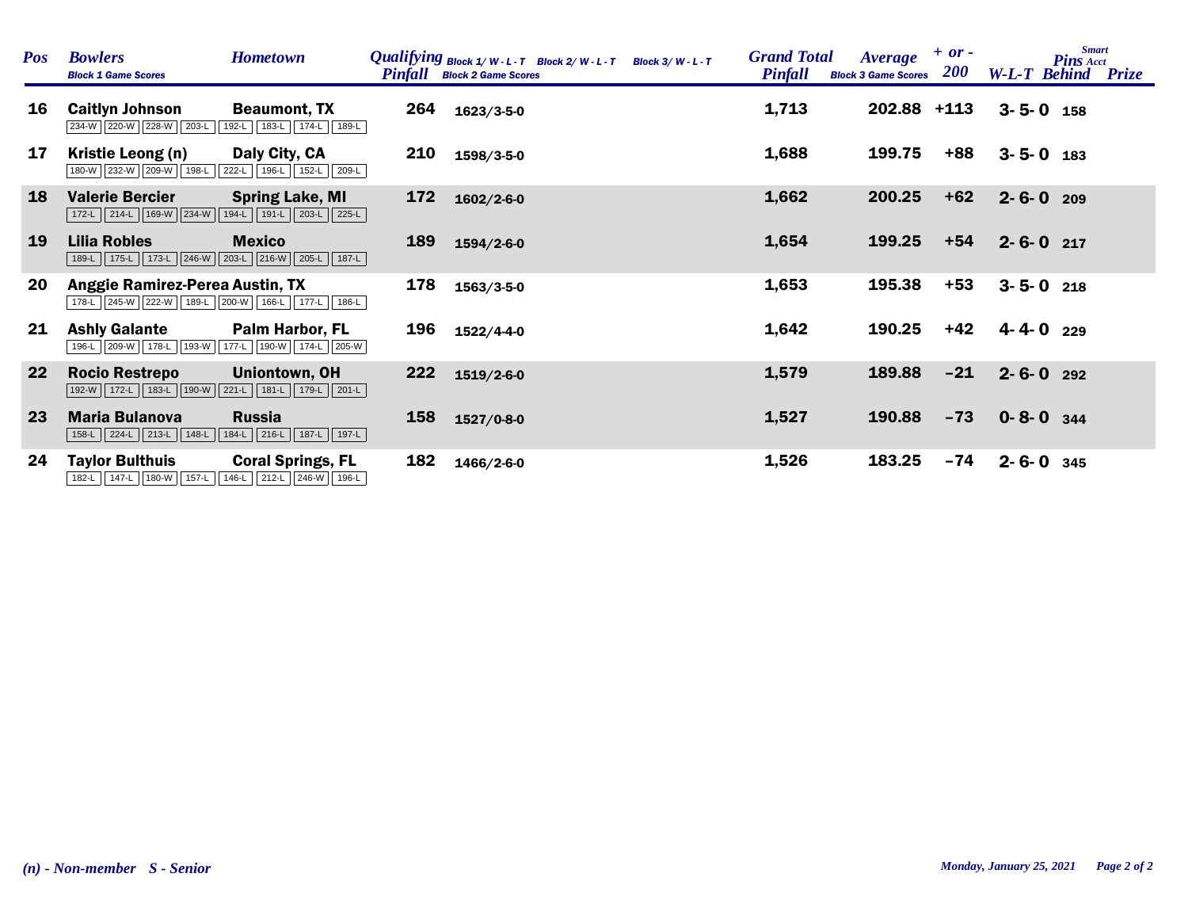| Pos | Bowlers / Block 1 Game Scores | Hometown | Qualifying Pinfall | Block 1/ W - L - T | Block 2/ W - L - T | Block 3/ W - L - T | Block 2 Game Scores | Grand Total Pinfall | Average / Block 3 Game Scores | + or - 200 | W-L-T | Smart Pins Acct Behind | Prize |
|---|---|---|---|---|---|---|---|---|---|---|---|---|---|
| 16 | Caitlyn Johnson<br>234-W 220-W 228-W 203-L 192-L 183-L 174-L 189-L | Beaumont, TX | 264 | 1623/3-5-0 | | | | 1,713 | 202.88 | +113 | 3- 5- 0 | 158 | |
| 17 | Kristie Leong (n)<br>180-W 232-W 209-W 198-L 222-L 196-L 152-L 209-L | Daly City, CA | 210 | 1598/3-5-0 | | | | 1,688 | 199.75 | +88 | 3- 5- 0 | 183 | |
| 18 | Valerie Bercier<br>172-L 214-L 169-W 234-W 194-L 191-L 203-L 225-L | Spring Lake, MI | 172 | 1602/2-6-0 | | | | 1,662 | 200.25 | +62 | 2- 6- 0 | 209 | |
| 19 | Lilia Robles<br>189-L 175-L 173-L 246-W 203-L 216-W 205-L 187-L | Mexico | 189 | 1594/2-6-0 | | | | 1,654 | 199.25 | +54 | 2- 6- 0 | 217 | |
| 20 | Anggie Ramirez-Perea<br>178-L 245-W 222-W 189-L 200-W 166-L 177-L 186-L | Austin, TX | 178 | 1563/3-5-0 | | | | 1,653 | 195.38 | +53 | 3- 5- 0 | 218 | |
| 21 | Ashly Galante<br>196-L 209-W 178-L 193-W 177-L 190-W 174-L 205-W | Palm Harbor, FL | 196 | 1522/4-4-0 | | | | 1,642 | 190.25 | +42 | 4- 4- 0 | 229 | |
| 22 | Rocio Restrepo<br>192-W 172-L 183-L 190-W 221-L 181-L 179-L 201-L | Uniontown, OH | 222 | 1519/2-6-0 | | | | 1,579 | 189.88 | -21 | 2- 6- 0 | 292 | |
| 23 | Maria Bulanova<br>158-L 224-L 213-L 148-L 184-L 216-L 187-L 197-L | Russia | 158 | 1527/0-8-0 | | | | 1,527 | 190.88 | -73 | 0- 8- 0 | 344 | |
| 24 | Taylor Bulthuis<br>182-L 147-L 180-W 157-L 146-L 212-L 246-W 196-L | Coral Springs, FL | 182 | 1466/2-6-0 | | | | 1,526 | 183.25 | -74 | 2- 6- 0 | 345 | |

*(n) - Non-member S - Senior*

*Monday, January 25, 2021*